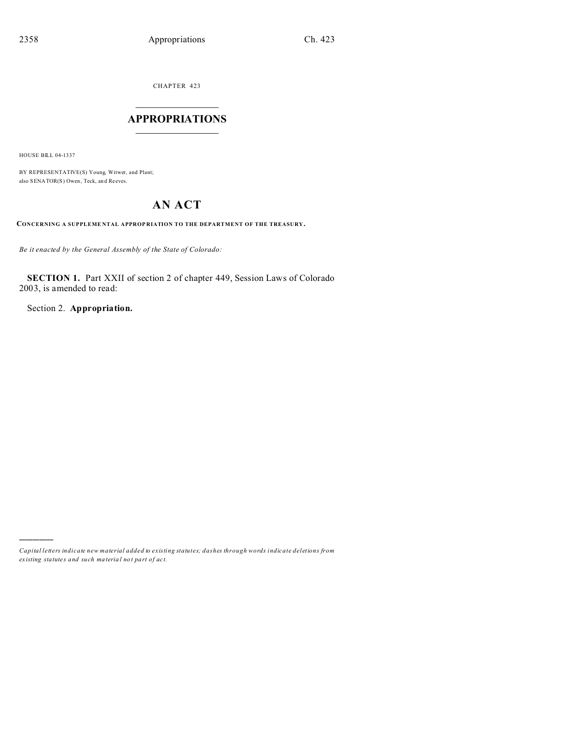CHAPTER 423

# APPROPRIATIONS

HOUSE BILL 04-1337

BY REPRESENTATIVE(S) Young, Witwer, and Plant;
also SENATOR(S) Owen, Teck, and Reeves.

## AN ACT

**CONCERNING A SUPPLEMENTAL APPROPRIATION TO THE DEPARTMENT OF THE TREASURY.**

*Be it enacted by the General Assembly of the State of Colorado:*

**SECTION 1.** Part XXII of section 2 of chapter 449, Session Laws of Colorado 2003, is amended to read:

Section 2. **Appropriation.**

---

*Capital letters indicate new material added to existing statutes; dashes through words indicate deletions from existing statutes and such material not part of act.*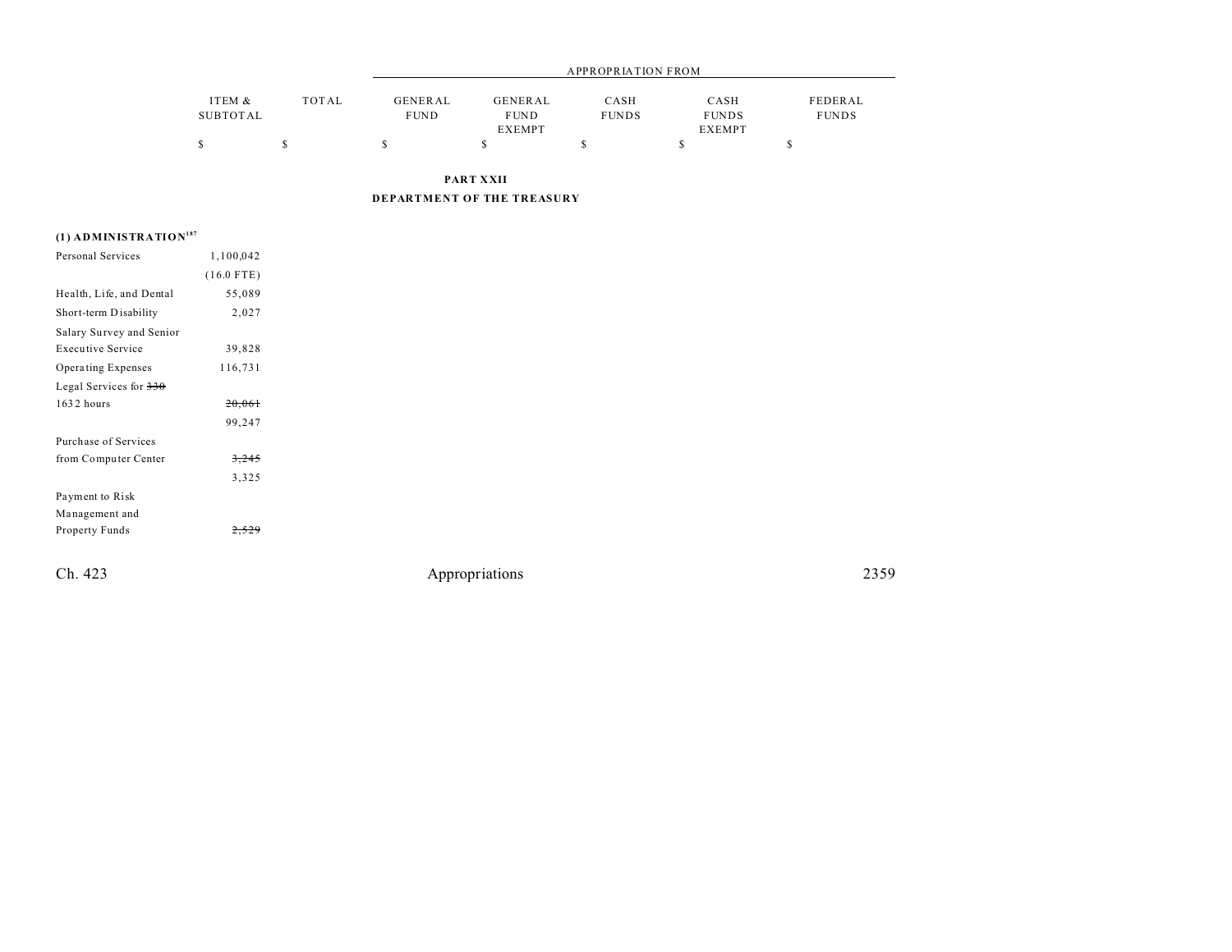| | ITEM & SUBTOTAL | TOTAL | APPROPRIATION FROM | | | | |
|---|---|---|---|---|---|---|---|
| | | | GENERAL FUND | GENERAL FUND EXEMPT | CASH FUNDS | CASH FUNDS EXEMPT | FEDERAL FUNDS |
| | $ | $ | $ | $ | $ | $ | $ |

**PART XXII**

**DEPARTMENT OF THE TREASURY**

**(1) ADMINISTRATION**[187]

| | ITEM & SUBTOTAL | TOTAL | GENERAL FUND | GENERAL FUND EXEMPT | CASH FUNDS | CASH FUNDS EXEMPT | FEDERAL FUNDS |
|---|---|---|---|---|---|---|---|
| Personal Services | 1,100,042 | | | | | | |
| | (16.0 FTE) | | | | | | |
| Health, Life, and Dental | 55,089 | | | | | | |
| Short-term Disability | 2,027 | | | | | | |
| Salary Survey and Senior Executive Service | 39,828 | | | | | | |
| Operating Expenses | 116,731 | | | | | | |
| Legal Services for ~~330~~ 1632 hours | ~~20,061~~ | | | | | | |
| | 99,247 | | | | | | |
| Purchase of Services from Computer Center | ~~3,245~~ | | | | | | |
| | 3,325 | | | | | | |
| Payment to Risk Management and Property Funds | ~~2,529~~ | | | | | | |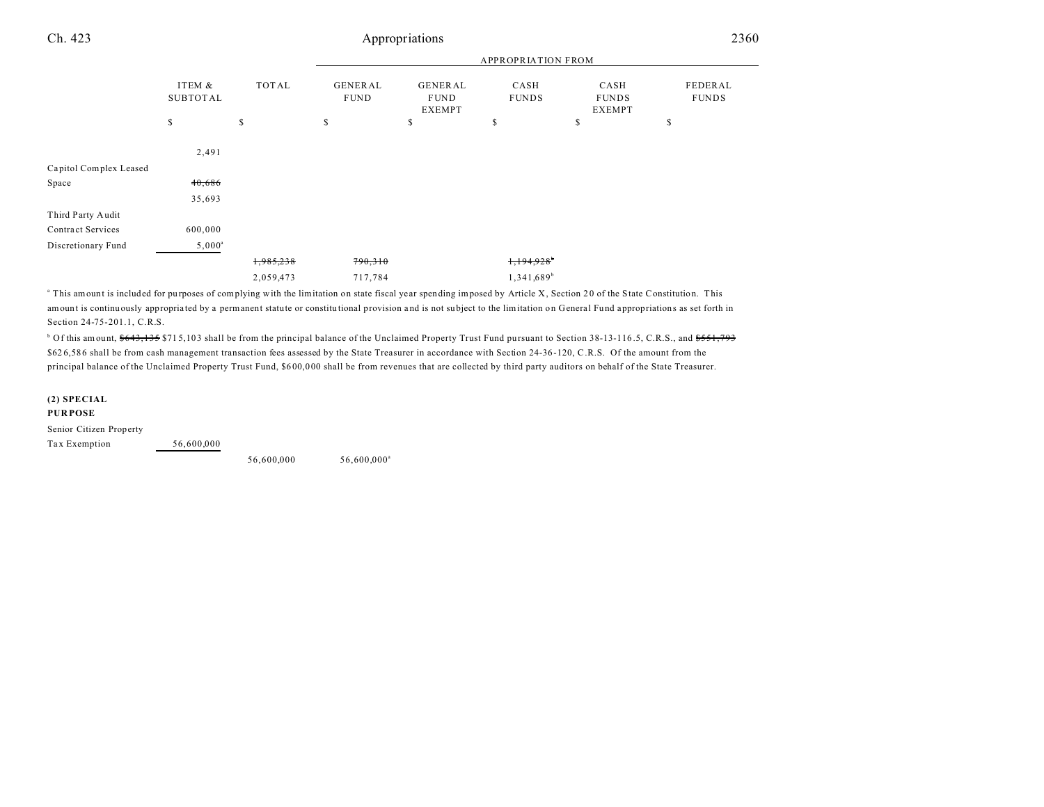| | ITEM & SUBTOTAL | TOTAL | GENERAL FUND | GENERAL FUND EXEMPT | CASH FUNDS | CASH FUNDS EXEMPT | FEDERAL FUNDS |
|---|---|---|---|---|---|---|---|
| | | | APPROPRIATION FROM | | | | |
| | $ | $ | $ | $ | $ | $ | $ |
| | 2,491 | | | | | | |
| Capitol Complex Leased Space | ~~40,686~~ 35,693 | | | | | | |
| Third Party Audit Contract Services | 600,000 | | | | | | |
| Discretionary Fund | 5,000[a] | | | | | | |
| | | ~~1,985,238~~ | ~~790,310~~ | | ~~1,194,928~~[b] | | |
| | | 2,059,473 | 717,784 | | 1,341,689[b] | | |

[a] This amount is included for purposes of complying with the limitation on state fiscal year spending imposed by Article X, Section 20 of the State Constitution. This amount is continuously appropriated by a permanent statute or constitutional provision and is not subject to the limitation on General Fund appropriations as set forth in Section 24-75-201.1, C.R.S.

[b] Of this amount, ~~$643,135~~ $715,103 shall be from the principal balance of the Unclaimed Property Trust Fund pursuant to Section 38-13-116.5, C.R.S., and ~~$551,793~~ $626,586 shall be from cash management transaction fees assessed by the State Treasurer in accordance with Section 24-36-120, C.R.S. Of the amount from the principal balance of the Unclaimed Property Trust Fund, $600,000 shall be from revenues that are collected by third party auditors on behalf of the State Treasurer.

**(2) SPECIAL PURPOSE**

| | ITEM & SUBTOTAL | TOTAL | GENERAL FUND | GENERAL FUND EXEMPT | CASH FUNDS | CASH FUNDS EXEMPT | FEDERAL FUNDS |
|---|---|---|---|---|---|---|---|
| Senior Citizen Property Tax Exemption | 56,600,000 | | | | | | |
| | | 56,600,000 | 56,600,000[a] | | | | |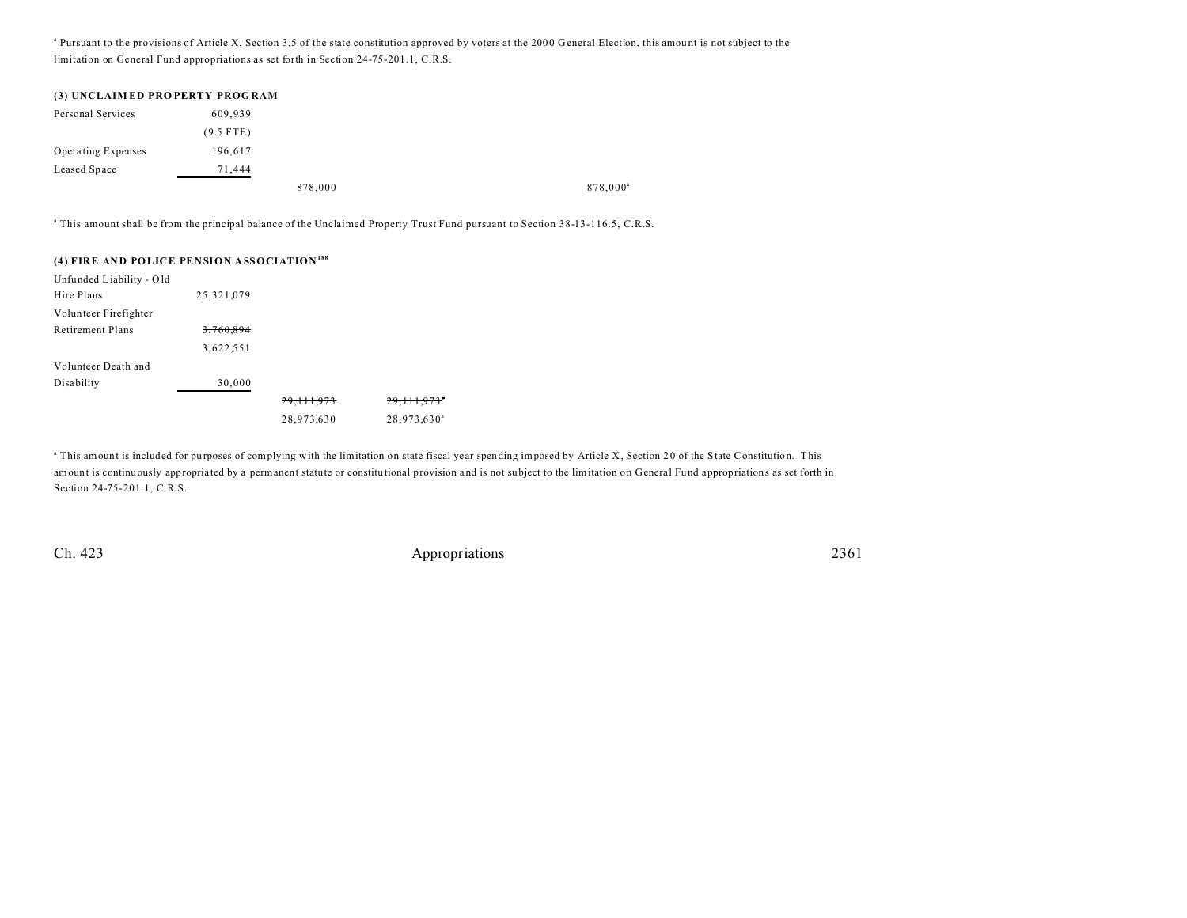[a] Pursuant to the provisions of Article X, Section 3.5 of the state constitution approved by voters at the 2000 General Election, this amount is not subject to the limitation on General Fund appropriations as set forth in Section 24-75-201.1, C.R.S.

**(3) UNCLAIMED PROPERTY PROGRAM**

| | | | | |
|---|---|---|---|---|
| Personal Services | 609,939 | | | |
| | (9.5 FTE) | | | |
| Operating Expenses | 196,617 | | | |
| Leased Space | 71,444 | | | |
| | | 878,000 | | 878,000[a] |

[a] This amount shall be from the principal balance of the Unclaimed Property Trust Fund pursuant to Section 38-13-116.5, C.R.S.

**(4) FIRE AND POLICE PENSION ASSOCIATION[188]**

| | | | |
|---|---|---|---|
| Unfunded Liability - Old Hire Plans | 25,321,079 | | |
| Volunteer Firefighter Retirement Plans | ~~3,760,894~~ 3,622,551 | | |
| Volunteer Death and Disability | 30,000 | | |
| | | ~~29,111,973~~ | ~~29,111,973~~[a] |
| | | 28,973,630 | 28,973,630[a] |

[a] This amount is included for purposes of complying with the limitation on state fiscal year spending imposed by Article X, Section 20 of the State Constitution. This amount is continuously appropriated by a permanent statute or constitutional provision and is not subject to the limitation on General Fund appropriations as set forth in Section 24-75-201.1, C.R.S.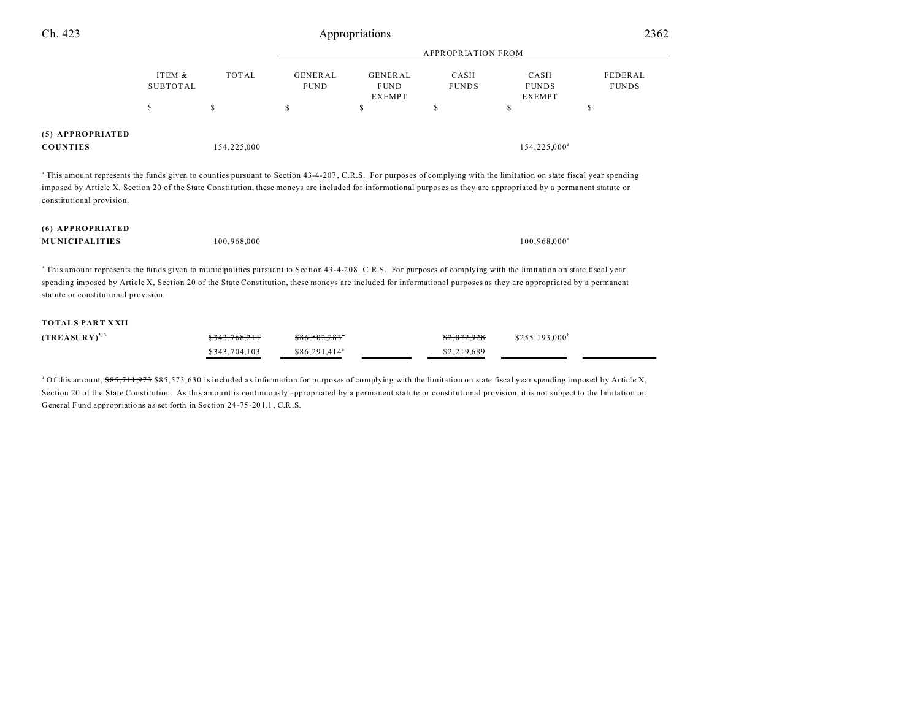| | ITEM & SUBTOTAL | TOTAL | GENERAL FUND | GENERAL FUND EXEMPT | CASH FUNDS | CASH FUNDS EXEMPT | FEDERAL FUNDS |
|---|---|---|---|---|---|---|---|
| | | | APPROPRIATION FROM | | | | |
| | $ | $ | $ | $ | $ | $ | $ |
| **(5) APPROPRIATED COUNTIES** | | 154,225,000 | | | | 154,225,000[a] | |

[a] This amount represents the funds given to counties pursuant to Section 43-4-207, C.R.S. For purposes of complying with the limitation on state fiscal year spending imposed by Article X, Section 20 of the State Constitution, these moneys are included for informational purposes as they are appropriated by a permanent statute or constitutional provision.

| | ITEM & SUBTOTAL | TOTAL | GENERAL FUND | GENERAL FUND EXEMPT | CASH FUNDS | CASH FUNDS EXEMPT | FEDERAL FUNDS |
|---|---|---|---|---|---|---|---|
| **(6) APPROPRIATED MUNICIPALITIES** | | 100,968,000 | | | | 100,968,000[a] | |

[a] This amount represents the funds given to municipalities pursuant to Section 43-4-208, C.R.S. For purposes of complying with the limitation on state fiscal year spending imposed by Article X, Section 20 of the State Constitution, these moneys are included for informational purposes as they are appropriated by a permanent statute or constitutional provision.

| | ITEM & SUBTOTAL | TOTAL | GENERAL FUND | GENERAL FUND EXEMPT | CASH FUNDS | CASH FUNDS EXEMPT | FEDERAL FUNDS |
|---|---|---|---|---|---|---|---|
| **TOTALS PART XXII (TREASURY)**[2, 3] | | ~~$343,768,211~~ | ~~$86,502,283~~[a] | | ~~$2,072,928~~ | $255,193,000[b] | |
| | | $343,704,103 | $86,291,414[a] | | $2,219,689 | | |

[a] Of this amount, ~~$85,711,973~~ $85,573,630 is included as information for purposes of complying with the limitation on state fiscal year spending imposed by Article X, Section 20 of the State Constitution. As this amount is continuously appropriated by a permanent statute or constitutional provision, it is not subject to the limitation on General Fund appropriations as set forth in Section 24-75-201.1, C.R.S.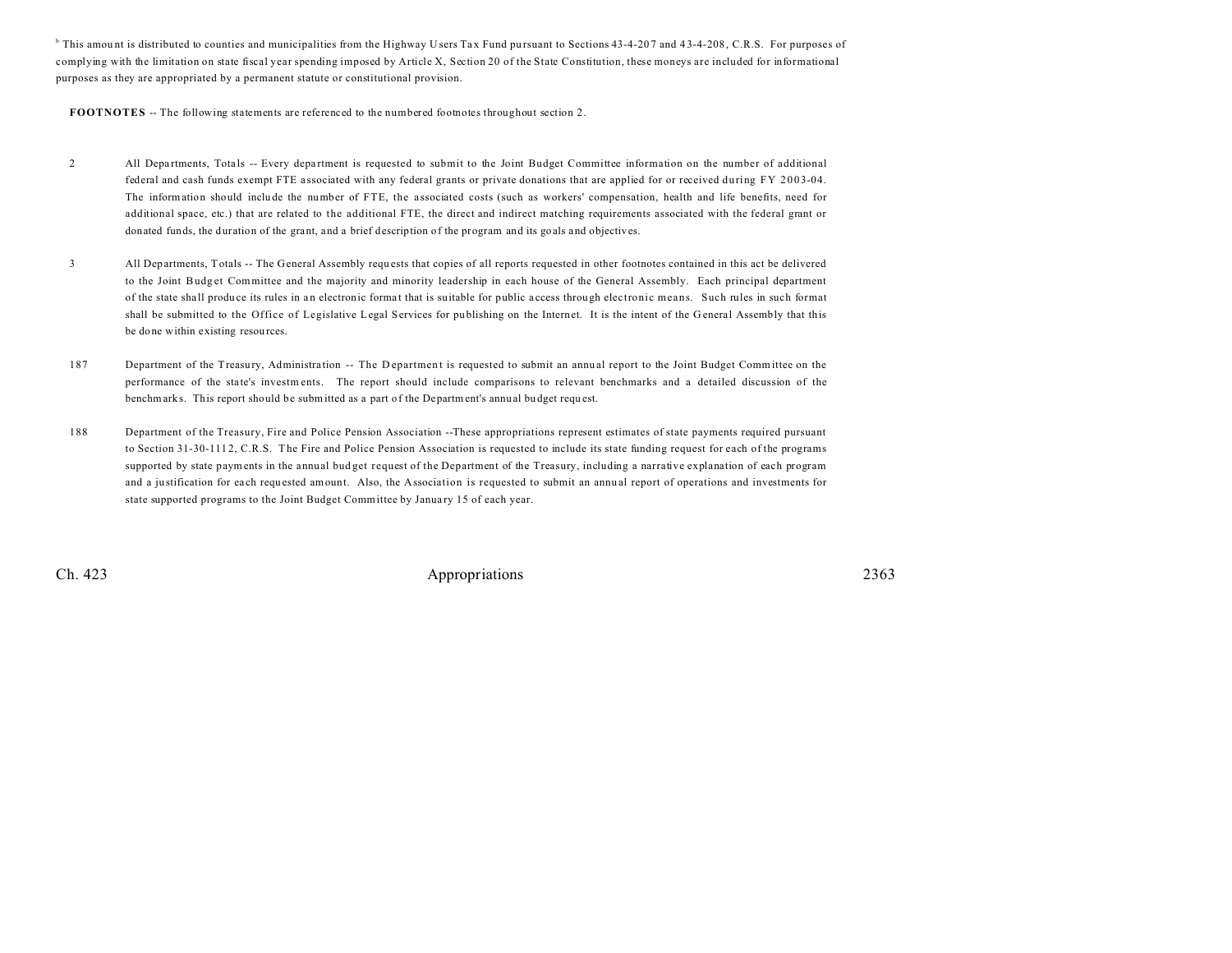[b] This amount is distributed to counties and municipalities from the Highway Users Tax Fund pursuant to Sections 43-4-207 and 43-4-208, C.R.S. For purposes of complying with the limitation on state fiscal year spending imposed by Article X, Section 20 of the State Constitution, these moneys are included for informational purposes as they are appropriated by a permanent statute or constitutional provision.

**FOOTNOTES** -- The following statements are referenced to the numbered footnotes throughout section 2.

2 All Departments, Totals -- Every department is requested to submit to the Joint Budget Committee information on the number of additional federal and cash funds exempt FTE associated with any federal grants or private donations that are applied for or received during FY 2003-04. The information should include the number of FTE, the associated costs (such as workers' compensation, health and life benefits, need for additional space, etc.) that are related to the additional FTE, the direct and indirect matching requirements associated with the federal grant or donated funds, the duration of the grant, and a brief description of the program and its goals and objectives.

3 All Departments, Totals -- The General Assembly requests that copies of all reports requested in other footnotes contained in this act be delivered to the Joint Budget Committee and the majority and minority leadership in each house of the General Assembly. Each principal department of the state shall produce its rules in an electronic format that is suitable for public access through electronic means. Such rules in such format shall be submitted to the Office of Legislative Legal Services for publishing on the Internet. It is the intent of the General Assembly that this be done within existing resources.

187 Department of the Treasury, Administration -- The Department is requested to submit an annual report to the Joint Budget Committee on the performance of the state's investments. The report should include comparisons to relevant benchmarks and a detailed discussion of the benchmarks. This report should be submitted as a part of the Department's annual budget request.

188 Department of the Treasury, Fire and Police Pension Association --These appropriations represent estimates of state payments required pursuant to Section 31-30-1112, C.R.S. The Fire and Police Pension Association is requested to include its state funding request for each of the programs supported by state payments in the annual budget request of the Department of the Treasury, including a narrative explanation of each program and a justification for each requested amount. Also, the Association is requested to submit an annual report of operations and investments for state supported programs to the Joint Budget Committee by January 15 of each year.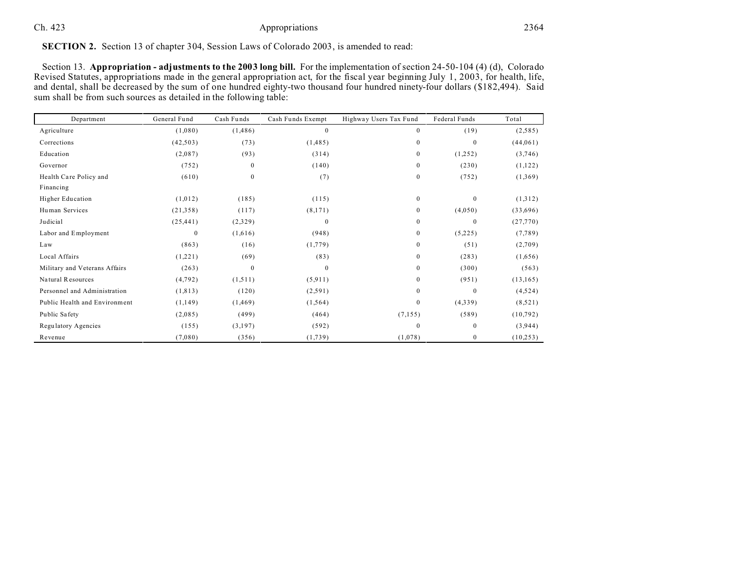**SECTION 2.** Section 13 of chapter 304, Session Laws of Colorado 2003, is amended to read:

Section 13. **Appropriation - adjustments to the 2003 long bill.** For the implementation of section 24-50-104 (4) (d), Colorado Revised Statutes, appropriations made in the general appropriation act, for the fiscal year beginning July 1, 2003, for health, life, and dental, shall be decreased by the sum of one hundred eighty-two thousand four hundred ninety-four dollars ($182,494). Said sum shall be from such sources as detailed in the following table:

| Department | General Fund | Cash Funds | Cash Funds Exempt | Highway Users Tax Fund | Federal Funds | Total |
|---|---|---|---|---|---|---|
| Agriculture | (1,080) | (1,486) | 0 | 0 | (19) | (2,585) |
| Corrections | (42,503) | (73) | (1,485) | 0 | 0 | (44,061) |
| Education | (2,087) | (93) | (314) | 0 | (1,252) | (3,746) |
| Governor | (752) | 0 | (140) | 0 | (230) | (1,122) |
| Health Care Policy and Financing | (610) | 0 | (7) | 0 | (752) | (1,369) |
| Higher Education | (1,012) | (185) | (115) | 0 | 0 | (1,312) |
| Human Services | (21,358) | (117) | (8,171) | 0 | (4,050) | (33,696) |
| Judicial | (25,441) | (2,329) | 0 | 0 | 0 | (27,770) |
| Labor and Employment | 0 | (1,616) | (948) | 0 | (5,225) | (7,789) |
| Law | (863) | (16) | (1,779) | 0 | (51) | (2,709) |
| Local Affairs | (1,221) | (69) | (83) | 0 | (283) | (1,656) |
| Military and Veterans Affairs | (263) | 0 | 0 | 0 | (300) | (563) |
| Natural Resources | (4,792) | (1,511) | (5,911) | 0 | (951) | (13,165) |
| Personnel and Administration | (1,813) | (120) | (2,591) | 0 | 0 | (4,524) |
| Public Health and Environment | (1,149) | (1,469) | (1,564) | 0 | (4,339) | (8,521) |
| Public Safety | (2,085) | (499) | (464) | (7,155) | (589) | (10,792) |
| Regulatory Agencies | (155) | (3,197) | (592) | 0 | 0 | (3,944) |
| Revenue | (7,080) | (356) | (1,739) | (1,078) | 0 | (10,253) |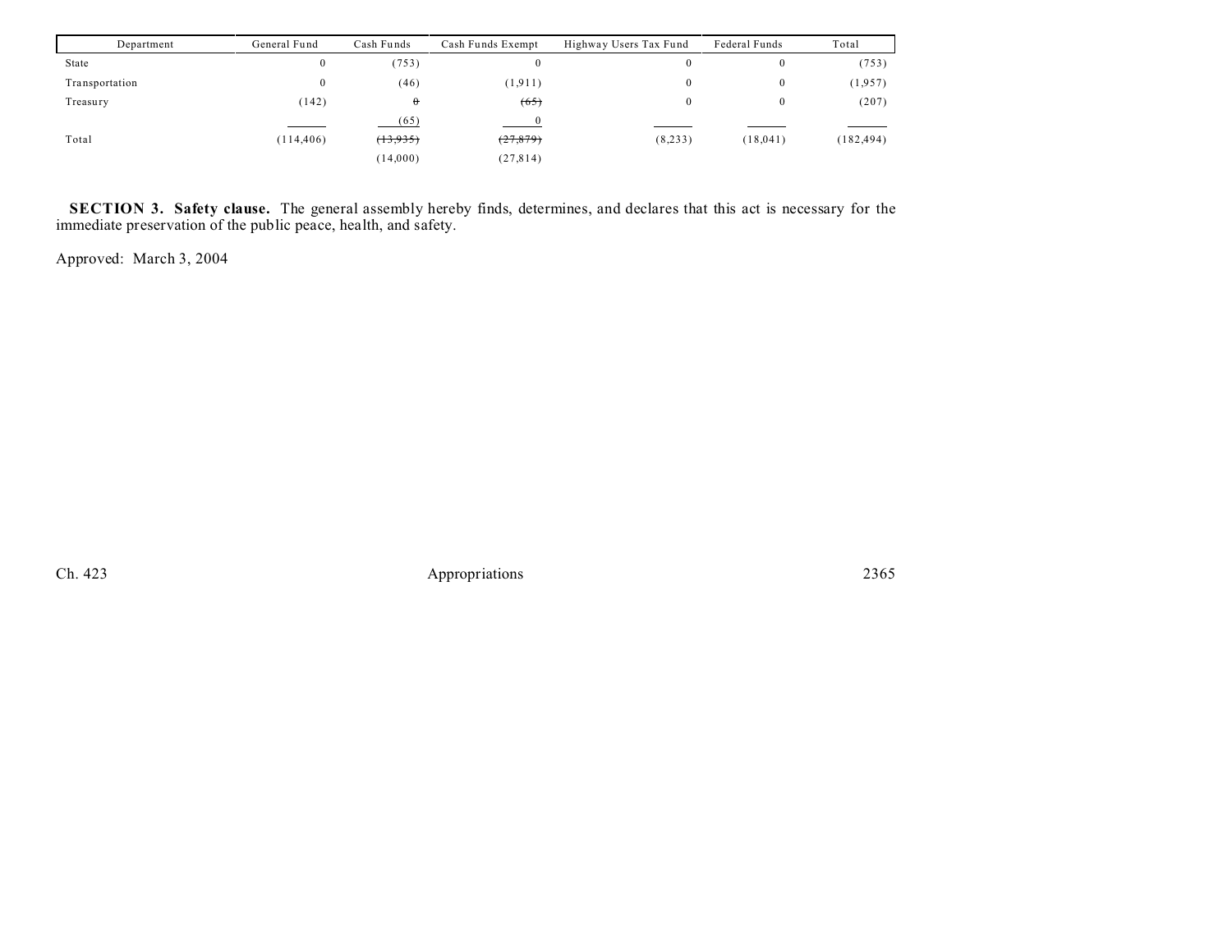| Department | General Fund | Cash Funds | Cash Funds Exempt | Highway Users Tax Fund | Federal Funds | Total |
|---|---|---|---|---|---|---|
| State | 0 | (753) | 0 | 0 | 0 | (753) |
| Transportation | 0 | (46) | (1,911) | 0 | 0 | (1,957) |
| Treasury | (142) | ~~0~~ (65) | ~~(65)~~ 0 | 0 | 0 | (207) |
| Total | (114,406) | ~~(13,935)~~ (14,000) | ~~(27,879)~~ (27,814) | (8,233) | (18,041) | (182,494) |

**SECTION 3. Safety clause.** The general assembly hereby finds, determines, and declares that this act is necessary for the immediate preservation of the public peace, health, and safety.

Approved: March 3, 2004